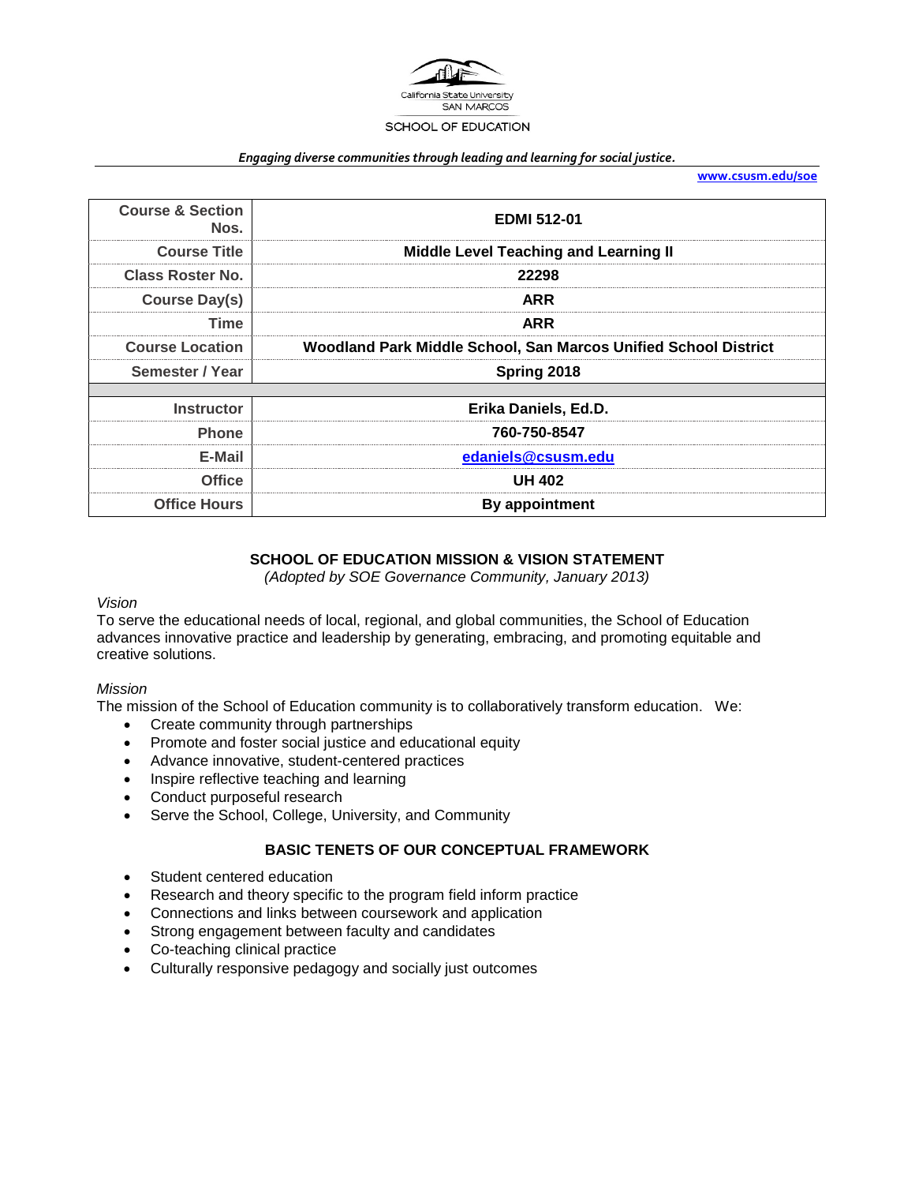California State University SAN MARCOS

SCHOOL OF EDUCATION

***Engaging diverse communities through leading and learning for social justice.***

**www.csusm.edu/soe**

| | |
|---|---|
| **Course & Section Nos.** | **EDMI 512-01** |
| **Course Title** | **Middle Level Teaching and Learning II** |
| **Class Roster No.** | **22298** |
| **Course Day(s)** | **ARR** |
| **Time** | **ARR** |
| **Course Location** | **Woodland Park Middle School, San Marcos Unified School District** |
| **Semester / Year** | **Spring 2018** |
| | |
| **Instructor** | **Erika Daniels, Ed.D.** |
| **Phone** | **760-750-8547** |
| **E-Mail** | **edaniels@csusm.edu** |
| **Office** | **UH 402** |
| **Office Hours** | **By appointment** |

## SCHOOL OF EDUCATION MISSION & VISION STATEMENT

*(Adopted by SOE Governance Community, January 2013)*

*Vision*

To serve the educational needs of local, regional, and global communities, the School of Education advances innovative practice and leadership by generating, embracing, and promoting equitable and creative solutions.

*Mission*

The mission of the School of Education community is to collaboratively transform education. We:

- Create community through partnerships
- Promote and foster social justice and educational equity
- Advance innovative, student-centered practices
- Inspire reflective teaching and learning
- Conduct purposeful research
- Serve the School, College, University, and Community

## BASIC TENETS OF OUR CONCEPTUAL FRAMEWORK

- Student centered education
- Research and theory specific to the program field inform practice
- Connections and links between coursework and application
- Strong engagement between faculty and candidates
- Co-teaching clinical practice
- Culturally responsive pedagogy and socially just outcomes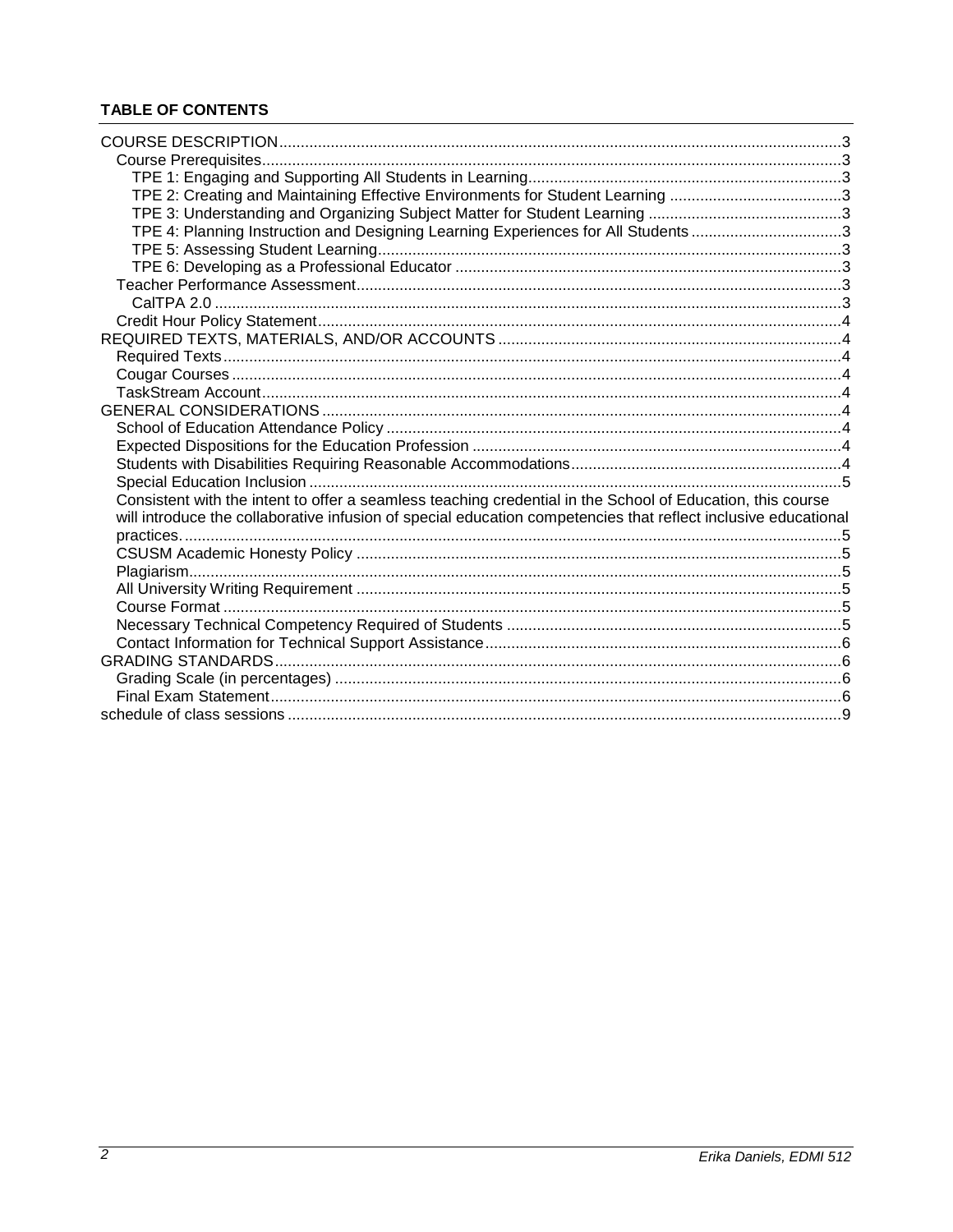**TABLE OF CONTENTS**

COURSE DESCRIPTION ..... 3
- Course Prerequisites ..... 3
  - TPE 1: Engaging and Supporting All Students in Learning ..... 3
  - TPE 2: Creating and Maintaining Effective Environments for Student Learning ..... 3
  - TPE 3: Understanding and Organizing Subject Matter for Student Learning ..... 3
  - TPE 4: Planning Instruction and Designing Learning Experiences for All Students ..... 3
  - TPE 5: Assessing Student Learning ..... 3
  - TPE 6: Developing as a Professional Educator ..... 3
- Teacher Performance Assessment ..... 3
  - CalTPA 2.0 ..... 3
- Credit Hour Policy Statement ..... 4

REQUIRED TEXTS, MATERIALS, AND/OR ACCOUNTS ..... 4
- Required Texts ..... 4
- Cougar Courses ..... 4
- TaskStream Account ..... 4

GENERAL CONSIDERATIONS ..... 4
- School of Education Attendance Policy ..... 4
- Expected Dispositions for the Education Profession ..... 4
- Students with Disabilities Requiring Reasonable Accommodations ..... 4
- Special Education Inclusion ..... 5
- Consistent with the intent to offer a seamless teaching credential in the School of Education, this course will introduce the collaborative infusion of special education competencies that reflect inclusive educational practices. ..... 5
- CSUSM Academic Honesty Policy ..... 5
- Plagiarism ..... 5
- All University Writing Requirement ..... 5
- Course Format ..... 5
- Necessary Technical Competency Required of Students ..... 5
- Contact Information for Technical Support Assistance ..... 6

GRADING STANDARDS ..... 6
- Grading Scale (in percentages) ..... 6
- Final Exam Statement ..... 6

schedule of class sessions ..... 9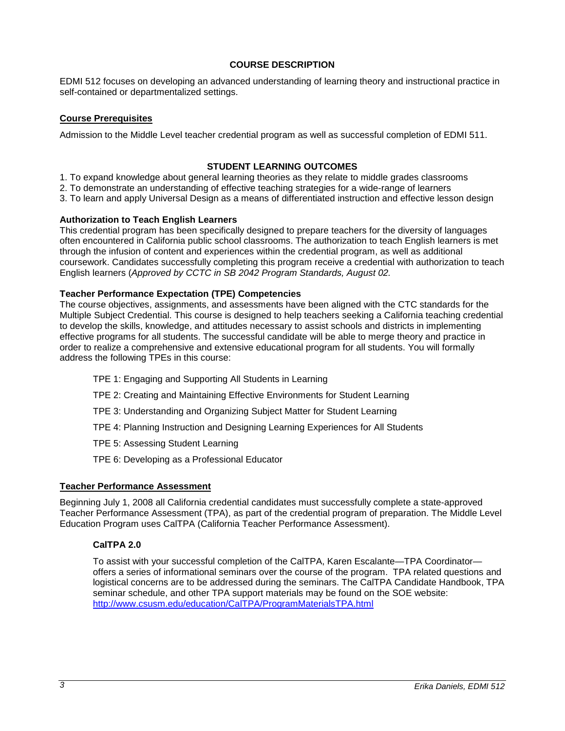## COURSE DESCRIPTION

EDMI 512 focuses on developing an advanced understanding of learning theory and instructional practice in self-contained or departmentalized settings.

### Course Prerequisites

Admission to the Middle Level teacher credential program as well as successful completion of EDMI 511.

## STUDENT LEARNING OUTCOMES

1. To expand knowledge about general learning theories as they relate to middle grades classrooms
2. To demonstrate an understanding of effective teaching strategies for a wide-range of learners
3. To learn and apply Universal Design as a means of differentiated instruction and effective lesson design

### Authorization to Teach English Learners

This credential program has been specifically designed to prepare teachers for the diversity of languages often encountered in California public school classrooms. The authorization to teach English learners is met through the infusion of content and experiences within the credential program, as well as additional coursework. Candidates successfully completing this program receive a credential with authorization to teach English learners (*Approved by CCTC in SB 2042 Program Standards, August 02.*

### Teacher Performance Expectation (TPE) Competencies

The course objectives, assignments, and assessments have been aligned with the CTC standards for the Multiple Subject Credential. This course is designed to help teachers seeking a California teaching credential to develop the skills, knowledge, and attitudes necessary to assist schools and districts in implementing effective programs for all students. The successful candidate will be able to merge theory and practice in order to realize a comprehensive and extensive educational program for all students. You will formally address the following TPEs in this course:

- TPE 1: Engaging and Supporting All Students in Learning
- TPE 2: Creating and Maintaining Effective Environments for Student Learning
- TPE 3: Understanding and Organizing Subject Matter for Student Learning
- TPE 4: Planning Instruction and Designing Learning Experiences for All Students
- TPE 5: Assessing Student Learning
- TPE 6: Developing as a Professional Educator

### Teacher Performance Assessment

Beginning July 1, 2008 all California credential candidates must successfully complete a state-approved Teacher Performance Assessment (TPA), as part of the credential program of preparation. The Middle Level Education Program uses CalTPA (California Teacher Performance Assessment).

#### CalTPA 2.0

To assist with your successful completion of the CalTPA, Karen Escalante—TPA Coordinator—offers a series of informational seminars over the course of the program. TPA related questions and logistical concerns are to be addressed during the seminars. The CalTPA Candidate Handbook, TPA seminar schedule, and other TPA support materials may be found on the SOE website: http://www.csusm.edu/education/CalTPA/ProgramMaterialsTPA.html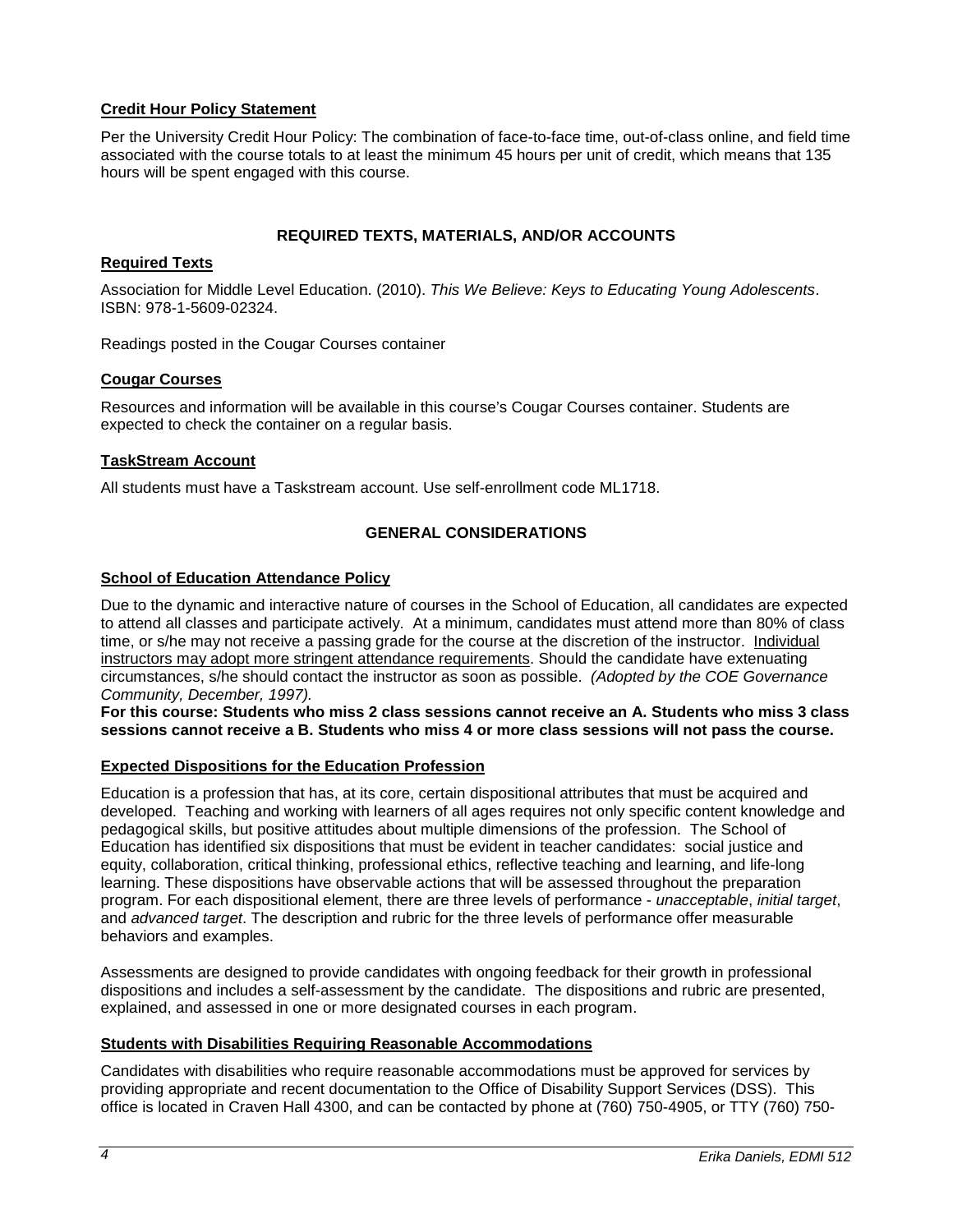### Credit Hour Policy Statement

Per the University Credit Hour Policy: The combination of face-to-face time, out-of-class online, and field time associated with the course totals to at least the minimum 45 hours per unit of credit, which means that 135 hours will be spent engaged with this course.

## REQUIRED TEXTS, MATERIALS, AND/OR ACCOUNTS

### Required Texts

Association for Middle Level Education. (2010). *This We Believe: Keys to Educating Young Adolescents*. ISBN: 978-1-5609-02324.

Readings posted in the Cougar Courses container

### Cougar Courses

Resources and information will be available in this course's Cougar Courses container. Students are expected to check the container on a regular basis.

### TaskStream Account

All students must have a Taskstream account. Use self-enrollment code ML1718.

## GENERAL CONSIDERATIONS

### School of Education Attendance Policy

Due to the dynamic and interactive nature of courses in the School of Education, all candidates are expected to attend all classes and participate actively. At a minimum, candidates must attend more than 80% of class time, or s/he may not receive a passing grade for the course at the discretion of the instructor. Individual instructors may adopt more stringent attendance requirements. Should the candidate have extenuating circumstances, s/he should contact the instructor as soon as possible. *(Adopted by the COE Governance Community, December, 1997).*

**For this course: Students who miss 2 class sessions cannot receive an A. Students who miss 3 class sessions cannot receive a B. Students who miss 4 or more class sessions will not pass the course.**

### Expected Dispositions for the Education Profession

Education is a profession that has, at its core, certain dispositional attributes that must be acquired and developed. Teaching and working with learners of all ages requires not only specific content knowledge and pedagogical skills, but positive attitudes about multiple dimensions of the profession. The School of Education has identified six dispositions that must be evident in teacher candidates: social justice and equity, collaboration, critical thinking, professional ethics, reflective teaching and learning, and life-long learning. These dispositions have observable actions that will be assessed throughout the preparation program. For each dispositional element, there are three levels of performance - *unacceptable*, *initial target*, and *advanced target*. The description and rubric for the three levels of performance offer measurable behaviors and examples.

Assessments are designed to provide candidates with ongoing feedback for their growth in professional dispositions and includes a self-assessment by the candidate. The dispositions and rubric are presented, explained, and assessed in one or more designated courses in each program.

### Students with Disabilities Requiring Reasonable Accommodations

Candidates with disabilities who require reasonable accommodations must be approved for services by providing appropriate and recent documentation to the Office of Disability Support Services (DSS). This office is located in Craven Hall 4300, and can be contacted by phone at (760) 750-4905, or TTY (760) 750-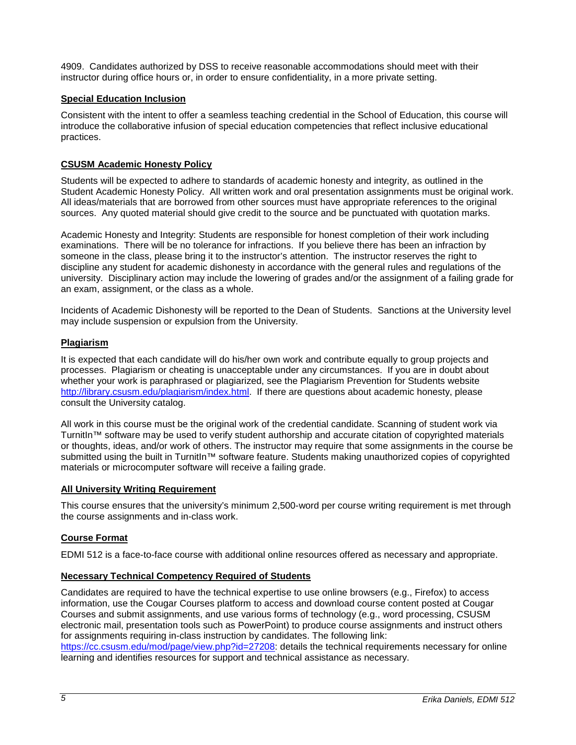4909. Candidates authorized by DSS to receive reasonable accommodations should meet with their instructor during office hours or, in order to ensure confidentiality, in a more private setting.

### Special Education Inclusion

Consistent with the intent to offer a seamless teaching credential in the School of Education, this course will introduce the collaborative infusion of special education competencies that reflect inclusive educational practices.

### CSUSM Academic Honesty Policy

Students will be expected to adhere to standards of academic honesty and integrity, as outlined in the Student Academic Honesty Policy. All written work and oral presentation assignments must be original work. All ideas/materials that are borrowed from other sources must have appropriate references to the original sources. Any quoted material should give credit to the source and be punctuated with quotation marks.

Academic Honesty and Integrity: Students are responsible for honest completion of their work including examinations. There will be no tolerance for infractions. If you believe there has been an infraction by someone in the class, please bring it to the instructor's attention. The instructor reserves the right to discipline any student for academic dishonesty in accordance with the general rules and regulations of the university. Disciplinary action may include the lowering of grades and/or the assignment of a failing grade for an exam, assignment, or the class as a whole.

Incidents of Academic Dishonesty will be reported to the Dean of Students. Sanctions at the University level may include suspension or expulsion from the University.

### Plagiarism

It is expected that each candidate will do his/her own work and contribute equally to group projects and processes. Plagiarism or cheating is unacceptable under any circumstances. If you are in doubt about whether your work is paraphrased or plagiarized, see the Plagiarism Prevention for Students website http://library.csusm.edu/plagiarism/index.html. If there are questions about academic honesty, please consult the University catalog.

All work in this course must be the original work of the credential candidate. Scanning of student work via TurnitIn™ software may be used to verify student authorship and accurate citation of copyrighted materials or thoughts, ideas, and/or work of others. The instructor may require that some assignments in the course be submitted using the built in TurnitIn™ software feature. Students making unauthorized copies of copyrighted materials or microcomputer software will receive a failing grade.

### All University Writing Requirement

This course ensures that the university's minimum 2,500-word per course writing requirement is met through the course assignments and in-class work.

### Course Format

EDMI 512 is a face-to-face course with additional online resources offered as necessary and appropriate.

### Necessary Technical Competency Required of Students

Candidates are required to have the technical expertise to use online browsers (e.g., Firefox) to access information, use the Cougar Courses platform to access and download course content posted at Cougar Courses and submit assignments, and use various forms of technology (e.g., word processing, CSUSM electronic mail, presentation tools such as PowerPoint) to produce course assignments and instruct others for assignments requiring in-class instruction by candidates. The following link: https://cc.csusm.edu/mod/page/view.php?id=27208: details the technical requirements necessary for online learning and identifies resources for support and technical assistance as necessary.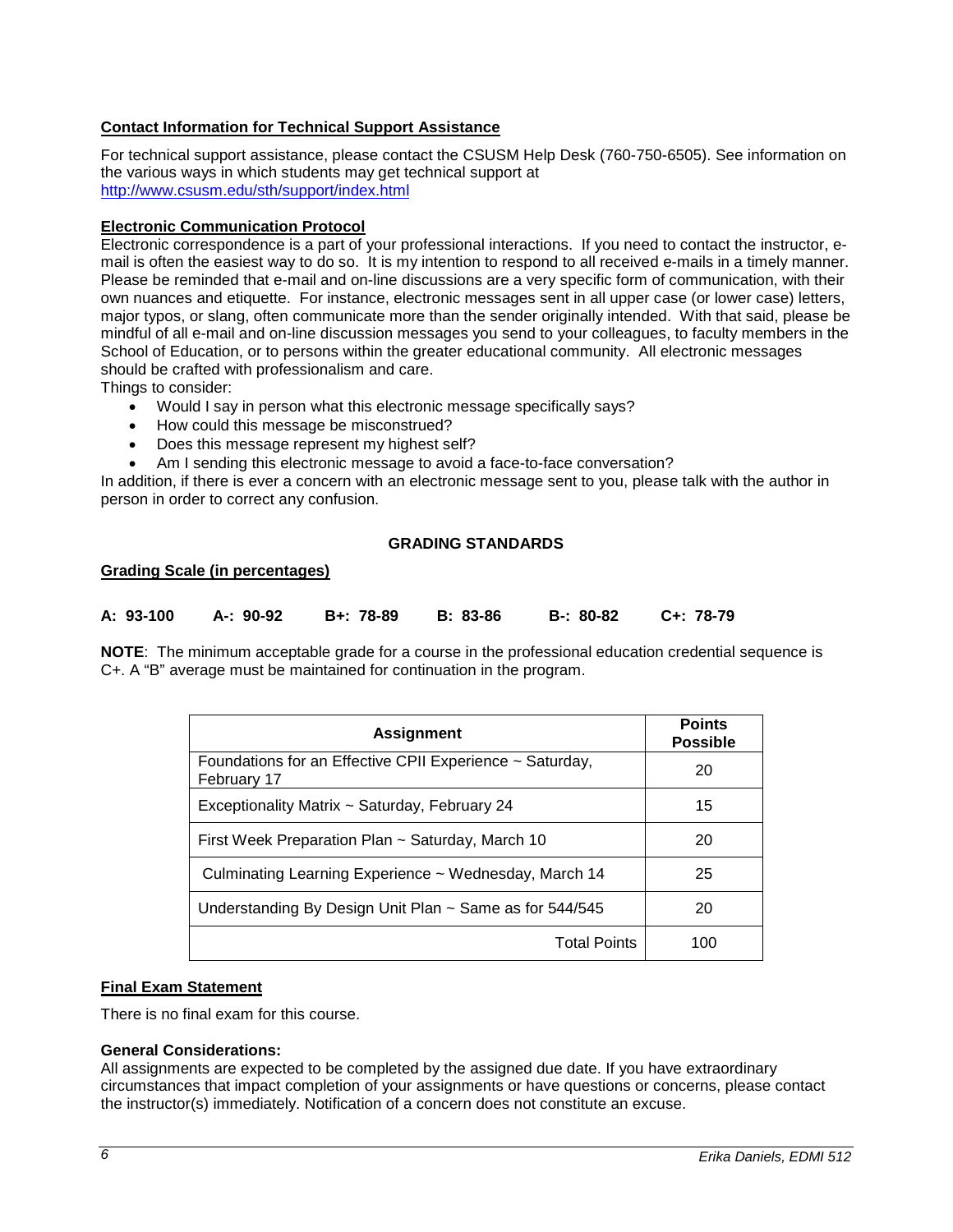**Contact Information for Technical Support Assistance**

For technical support assistance, please contact the CSUSM Help Desk (760-750-6505). See information on the various ways in which students may get technical support at http://www.csusm.edu/sth/support/index.html

**Electronic Communication Protocol**

Electronic correspondence is a part of your professional interactions. If you need to contact the instructor, e-mail is often the easiest way to do so. It is my intention to respond to all received e-mails in a timely manner. Please be reminded that e-mail and on-line discussions are a very specific form of communication, with their own nuances and etiquette. For instance, electronic messages sent in all upper case (or lower case) letters, major typos, or slang, often communicate more than the sender originally intended. With that said, please be mindful of all e-mail and on-line discussion messages you send to your colleagues, to faculty members in the School of Education, or to persons within the greater educational community. All electronic messages should be crafted with professionalism and care.

Things to consider:

- Would I say in person what this electronic message specifically says?
- How could this message be misconstrued?
- Does this message represent my highest self?
- Am I sending this electronic message to avoid a face-to-face conversation?

In addition, if there is ever a concern with an electronic message sent to you, please talk with the author in person in order to correct any confusion.

## GRADING STANDARDS

**Grading Scale (in percentages)**

**A: 93-100 A-: 90-92 B+: 78-89 B: 83-86 B-: 80-82 C+: 78-79**

**NOTE**: The minimum acceptable grade for a course in the professional education credential sequence is C+. A "B" average must be maintained for continuation in the program.

| Assignment | Points Possible |
|---|---|
| Foundations for an Effective CPII Experience ~ Saturday, February 17 | 20 |
| Exceptionality Matrix ~ Saturday, February 24 | 15 |
| First Week Preparation Plan ~ Saturday, March 10 | 20 |
| Culminating Learning Experience ~ Wednesday, March 14 | 25 |
| Understanding By Design Unit Plan ~ Same as for 544/545 | 20 |
| Total Points | 100 |

**Final Exam Statement**

There is no final exam for this course.

**General Considerations:**

All assignments are expected to be completed by the assigned due date. If you have extraordinary circumstances that impact completion of your assignments or have questions or concerns, please contact the instructor(s) immediately. Notification of a concern does not constitute an excuse.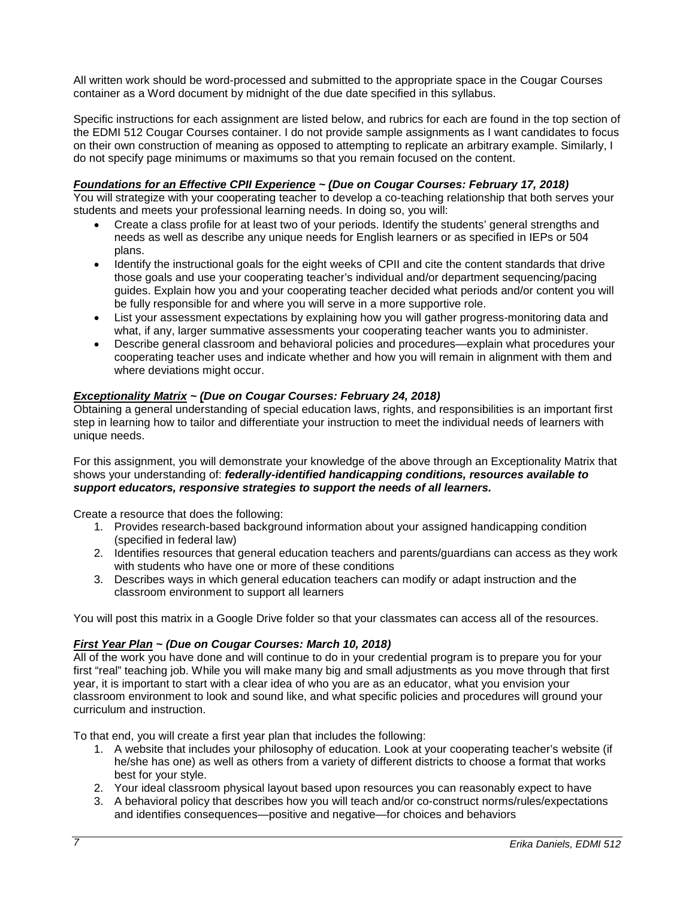All written work should be word-processed and submitted to the appropriate space in the Cougar Courses container as a Word document by midnight of the due date specified in this syllabus.

Specific instructions for each assignment are listed below, and rubrics for each are found in the top section of the EDMI 512 Cougar Courses container. I do not provide sample assignments as I want candidates to focus on their own construction of meaning as opposed to attempting to replicate an arbitrary example. Similarly, I do not specify page minimums or maximums so that you remain focused on the content.

***Foundations for an Effective CPII Experience ~ (Due on Cougar Courses: February 17, 2018)***

You will strategize with your cooperating teacher to develop a co-teaching relationship that both serves your students and meets your professional learning needs. In doing so, you will:

- Create a class profile for at least two of your periods. Identify the students' general strengths and needs as well as describe any unique needs for English learners or as specified in IEPs or 504 plans.
- Identify the instructional goals for the eight weeks of CPII and cite the content standards that drive those goals and use your cooperating teacher's individual and/or department sequencing/pacing guides. Explain how you and your cooperating teacher decided what periods and/or content you will be fully responsible for and where you will serve in a more supportive role.
- List your assessment expectations by explaining how you will gather progress-monitoring data and what, if any, larger summative assessments your cooperating teacher wants you to administer.
- Describe general classroom and behavioral policies and procedures—explain what procedures your cooperating teacher uses and indicate whether and how you will remain in alignment with them and where deviations might occur.

***Exceptionality Matrix ~ (Due on Cougar Courses: February 24, 2018)***

Obtaining a general understanding of special education laws, rights, and responsibilities is an important first step in learning how to tailor and differentiate your instruction to meet the individual needs of learners with unique needs.

For this assignment, you will demonstrate your knowledge of the above through an Exceptionality Matrix that shows your understanding of: ***federally-identified handicapping conditions, resources available to support educators, responsive strategies to support the needs of all learners.***

Create a resource that does the following:

1. Provides research-based background information about your assigned handicapping condition (specified in federal law)
2. Identifies resources that general education teachers and parents/guardians can access as they work with students who have one or more of these conditions
3. Describes ways in which general education teachers can modify or adapt instruction and the classroom environment to support all learners

You will post this matrix in a Google Drive folder so that your classmates can access all of the resources.

***First Year Plan ~ (Due on Cougar Courses: March 10, 2018)***

All of the work you have done and will continue to do in your credential program is to prepare you for your first "real" teaching job. While you will make many big and small adjustments as you move through that first year, it is important to start with a clear idea of who you are as an educator, what you envision your classroom environment to look and sound like, and what specific policies and procedures will ground your curriculum and instruction.

To that end, you will create a first year plan that includes the following:

1. A website that includes your philosophy of education. Look at your cooperating teacher's website (if he/she has one) as well as others from a variety of different districts to choose a format that works best for your style.
2. Your ideal classroom physical layout based upon resources you can reasonably expect to have
3. A behavioral policy that describes how you will teach and/or co-construct norms/rules/expectations and identifies consequences—positive and negative—for choices and behaviors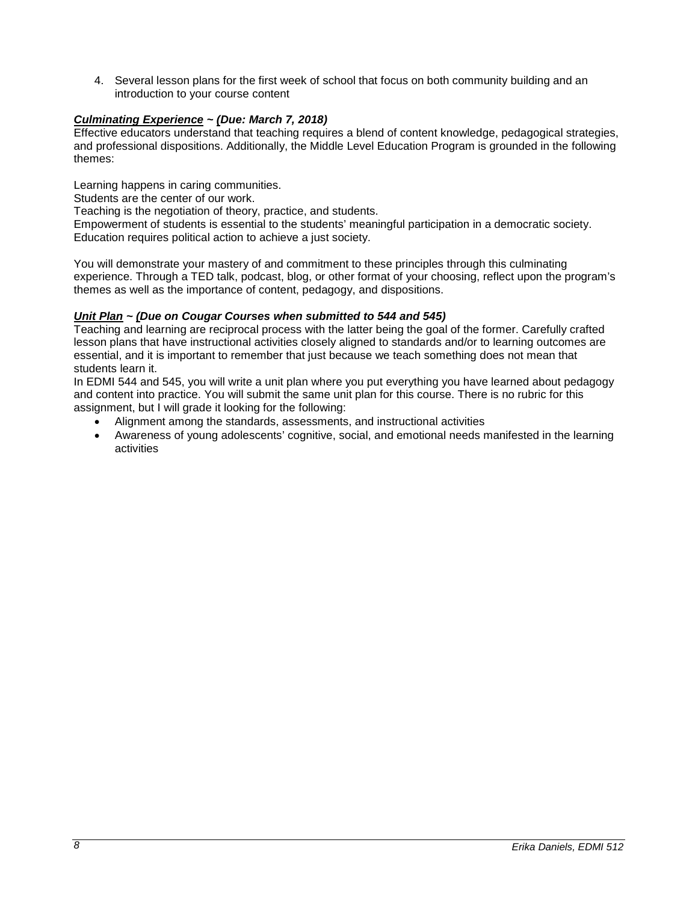4. Several lesson plans for the first week of school that focus on both community building and an introduction to your course content

***Culminating Experience*** ***~ (Due: March 7, 2018)***

Effective educators understand that teaching requires a blend of content knowledge, pedagogical strategies, and professional dispositions. Additionally, the Middle Level Education Program is grounded in the following themes:

Learning happens in caring communities.
Students are the center of our work.
Teaching is the negotiation of theory, practice, and students.
Empowerment of students is essential to the students' meaningful participation in a democratic society.
Education requires political action to achieve a just society.

You will demonstrate your mastery of and commitment to these principles through this culminating experience. Through a TED talk, podcast, blog, or other format of your choosing, reflect upon the program's themes as well as the importance of content, pedagogy, and dispositions.

***Unit Plan*** ***~ (Due on Cougar Courses when submitted to 544 and 545)***

Teaching and learning are reciprocal process with the latter being the goal of the former. Carefully crafted lesson plans that have instructional activities closely aligned to standards and/or to learning outcomes are essential, and it is important to remember that just because we teach something does not mean that students learn it.

In EDMI 544 and 545, you will write a unit plan where you put everything you have learned about pedagogy and content into practice. You will submit the same unit plan for this course. There is no rubric for this assignment, but I will grade it looking for the following:

- Alignment among the standards, assessments, and instructional activities
- Awareness of young adolescents' cognitive, social, and emotional needs manifested in the learning activities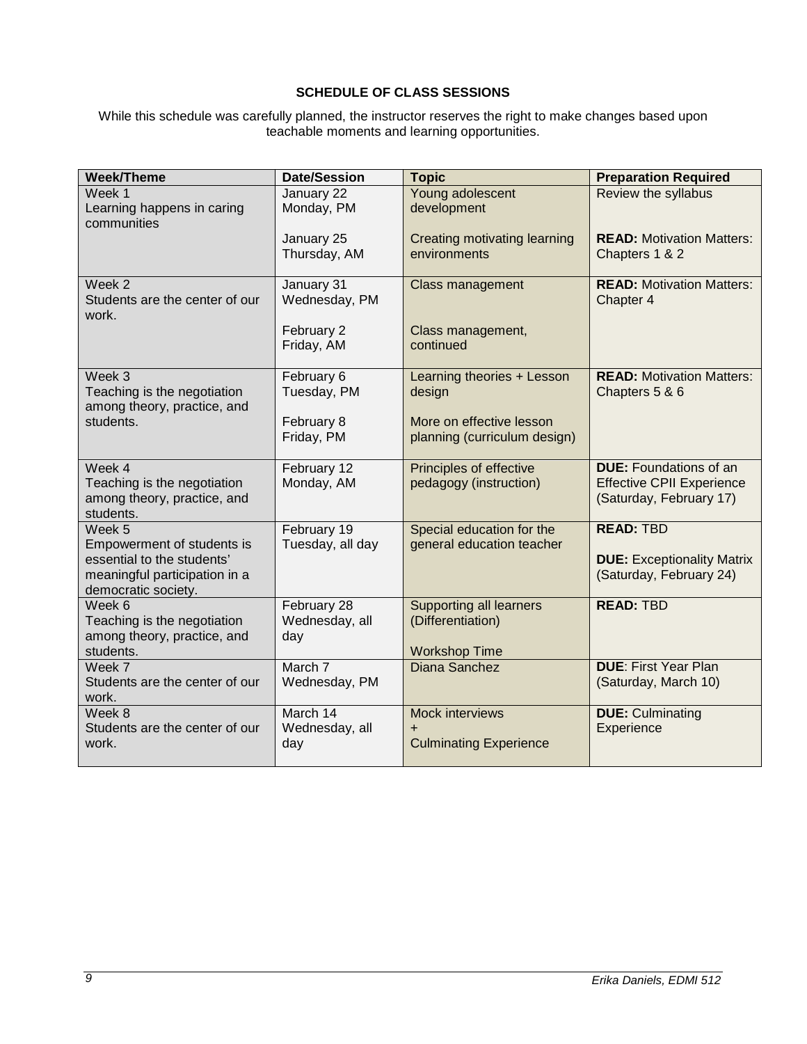## SCHEDULE OF CLASS SESSIONS

While this schedule was carefully planned, the instructor reserves the right to make changes based upon teachable moments and learning opportunities.

| Week/Theme | Date/Session | Topic | Preparation Required |
|---|---|---|---|
| Week 1<br>Learning happens in caring communities | January 22<br>Monday, PM<br><br>January 25<br>Thursday, AM | Young adolescent development<br><br>Creating motivating learning environments | Review the syllabus<br><br>**READ:** Motivation Matters: Chapters 1 & 2 |
| Week 2<br>Students are the center of our work. | January 31<br>Wednesday, PM<br><br>February 2<br>Friday, AM | Class management<br><br>Class management, continued | **READ:** Motivation Matters: Chapter 4 |
| Week 3<br>Teaching is the negotiation among theory, practice, and students. | February 6<br>Tuesday, PM<br><br>February 8<br>Friday, PM | Learning theories + Lesson design<br><br>More on effective lesson planning (curriculum design) | **READ:** Motivation Matters: Chapters 5 & 6 |
| Week 4<br>Teaching is the negotiation among theory, practice, and students. | February 12<br>Monday, AM | Principles of effective pedagogy (instruction) | **DUE:** Foundations of an Effective CPII Experience (Saturday, February 17) |
| Week 5<br>Empowerment of students is essential to the students' meaningful participation in a democratic society. | February 19<br>Tuesday, all day | Special education for the general education teacher | **READ:** TBD<br><br>**DUE:** Exceptionality Matrix (Saturday, February 24) |
| Week 6<br>Teaching is the negotiation among theory, practice, and students. | February 28<br>Wednesday, all day | Supporting all learners (Differentiation)<br><br>Workshop Time | **READ:** TBD |
| Week 7<br>Students are the center of our work. | March 7<br>Wednesday, PM | Diana Sanchez | **DUE**: First Year Plan (Saturday, March 10) |
| Week 8<br>Students are the center of our work. | March 14<br>Wednesday, all day | Mock interviews<br>+<br>Culminating Experience | **DUE:** Culminating Experience |